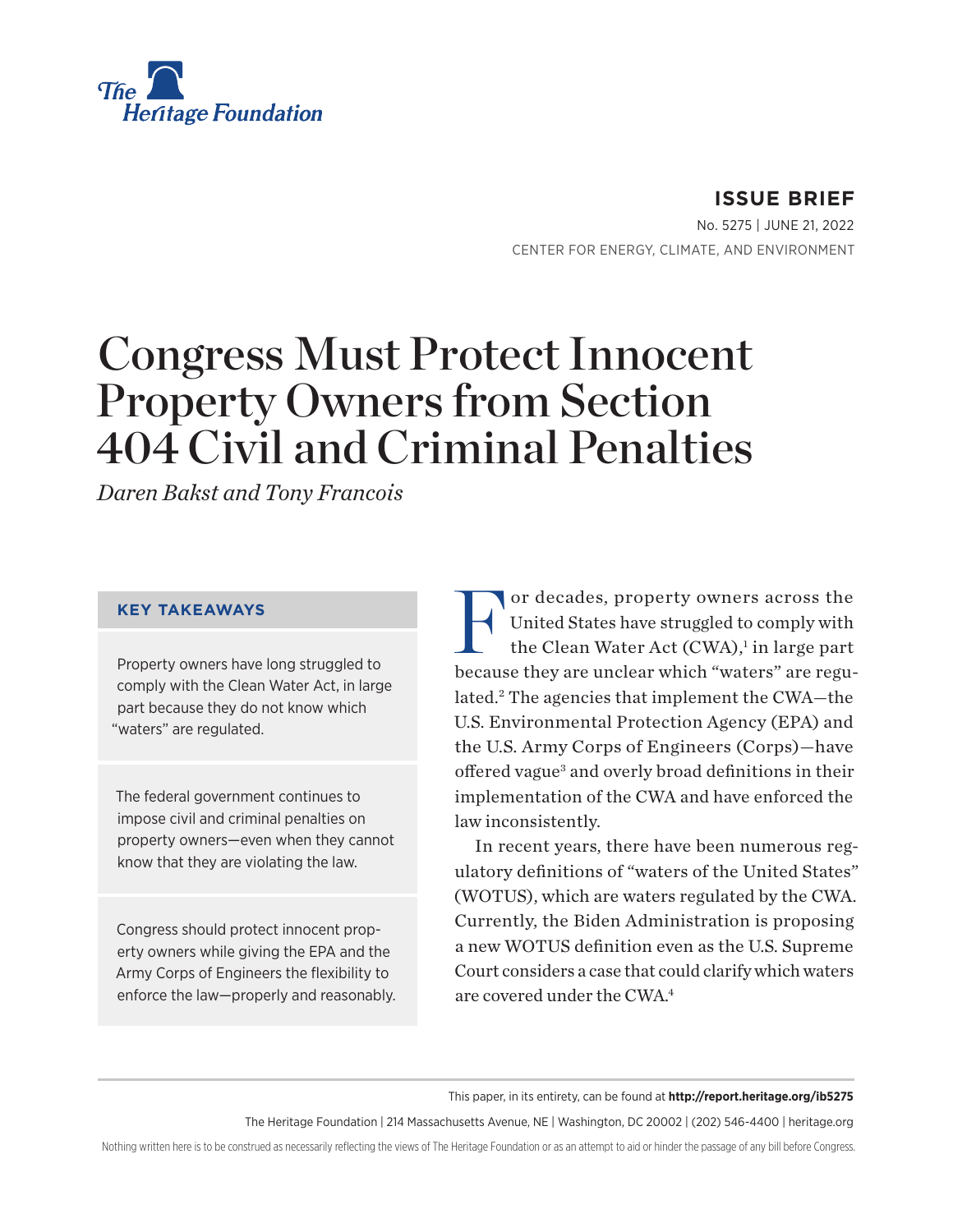The Heritage Foundation

**ISSUE BRIEF**

No. 5275 | JUNE 21, 2022

CENTER FOR ENERGY, CLIMATE, AND ENVIRONMENT

# Congress Must Protect Innocent Property Owners from Section 404 Civil and Criminal Penalties

*Daren Bakst and Tony Francois*

### KEY TAKEAWAYS

Property owners have long struggled to comply with the Clean Water Act, in large part because they do not know which "waters" are regulated.

The federal government continues to impose civil and criminal penalties on property owners—even when they cannot know that they are violating the law.

Congress should protect innocent property owners while giving the EPA and the Army Corps of Engineers the flexibility to enforce the law—properly and reasonably.

For decades, property owners across the United States have struggled to comply with the Clean Water Act (CWA),[1] in large part because they are unclear which "waters" are regulated.[2] The agencies that implement the CWA—the U.S. Environmental Protection Agency (EPA) and the U.S. Army Corps of Engineers (Corps)—have offered vague[3] and overly broad definitions in their implementation of the CWA and have enforced the law inconsistently.

In recent years, there have been numerous regulatory definitions of "waters of the United States" (WOTUS), which are waters regulated by the CWA. Currently, the Biden Administration is proposing a new WOTUS definition even as the U.S. Supreme Court considers a case that could clarify which waters are covered under the CWA.[4]

This paper, in its entirety, can be found at **http://report.heritage.org/ib5275**

The Heritage Foundation | 214 Massachusetts Avenue, NE | Washington, DC 20002 | (202) 546-4400 | heritage.org

Nothing written here is to be construed as necessarily reflecting the views of The Heritage Foundation or as an attempt to aid or hinder the passage of any bill before Congress.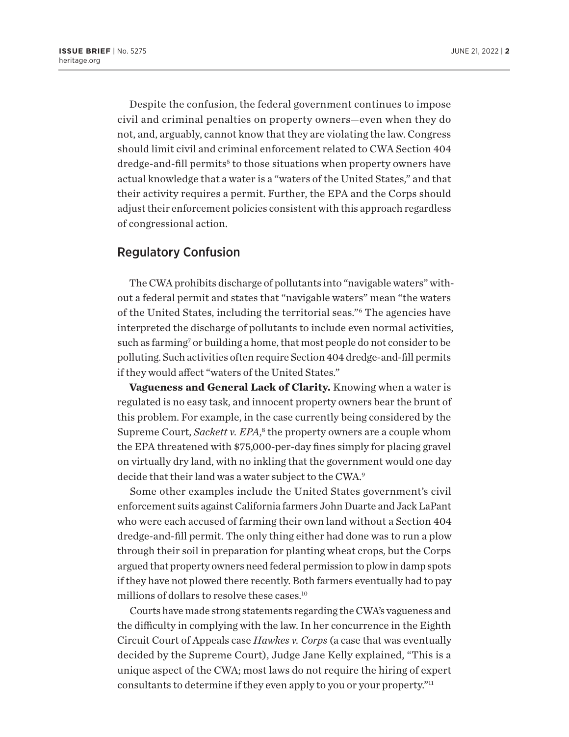Despite the confusion, the federal government continues to impose civil and criminal penalties on property owners—even when they do not, and, arguably, cannot know that they are violating the law. Congress should limit civil and criminal enforcement related to CWA Section 404 dredge-and-fill permits[5] to those situations when property owners have actual knowledge that a water is a "waters of the United States," and that their activity requires a permit. Further, the EPA and the Corps should adjust their enforcement policies consistent with this approach regardless of congressional action.

## Regulatory Confusion

The CWA prohibits discharge of pollutants into "navigable waters" without a federal permit and states that "navigable waters" mean "the waters of the United States, including the territorial seas."[6] The agencies have interpreted the discharge of pollutants to include even normal activities, such as farming[7] or building a home, that most people do not consider to be polluting. Such activities often require Section 404 dredge-and-fill permits if they would affect "waters of the United States."

**Vagueness and General Lack of Clarity.** Knowing when a water is regulated is no easy task, and innocent property owners bear the brunt of this problem. For example, in the case currently being considered by the Supreme Court, *Sackett v. EPA*,[8] the property owners are a couple whom the EPA threatened with $75,000-per-day fines simply for placing gravel on virtually dry land, with no inkling that the government would one day decide that their land was a water subject to the CWA.[9]

Some other examples include the United States government's civil enforcement suits against California farmers John Duarte and Jack LaPant who were each accused of farming their own land without a Section 404 dredge-and-fill permit. The only thing either had done was to run a plow through their soil in preparation for planting wheat crops, but the Corps argued that property owners need federal permission to plow in damp spots if they have not plowed there recently. Both farmers eventually had to pay millions of dollars to resolve these cases.[10]

Courts have made strong statements regarding the CWA's vagueness and the difficulty in complying with the law. In her concurrence in the Eighth Circuit Court of Appeals case *Hawkes v. Corps* (a case that was eventually decided by the Supreme Court), Judge Jane Kelly explained, "This is a unique aspect of the CWA; most laws do not require the hiring of expert consultants to determine if they even apply to you or your property."[11]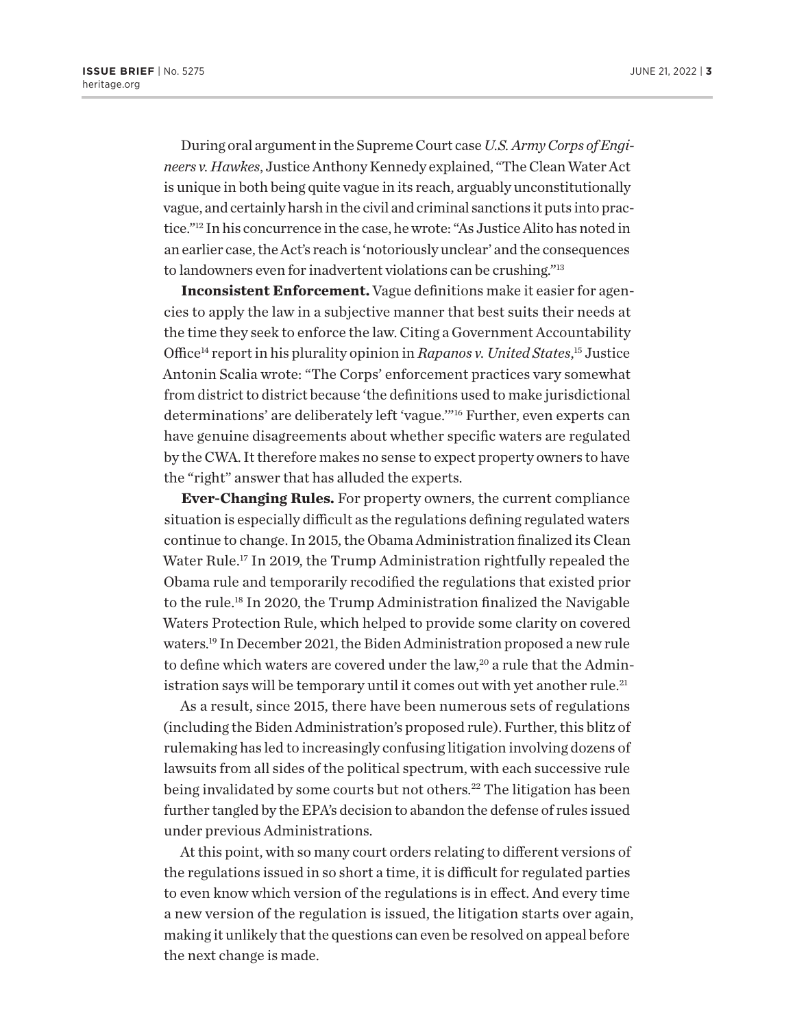During oral argument in the Supreme Court case *U.S. Army Corps of Engineers v. Hawkes*, Justice Anthony Kennedy explained, "The Clean Water Act is unique in both being quite vague in its reach, arguably unconstitutionally vague, and certainly harsh in the civil and criminal sanctions it puts into practice."[12] In his concurrence in the case, he wrote: "As Justice Alito has noted in an earlier case, the Act's reach is 'notoriously unclear' and the consequences to landowners even for inadvertent violations can be crushing."[13]

**Inconsistent Enforcement.** Vague definitions make it easier for agencies to apply the law in a subjective manner that best suits their needs at the time they seek to enforce the law. Citing a Government Accountability Office[14] report in his plurality opinion in *Rapanos v. United States*,[15] Justice Antonin Scalia wrote: "The Corps' enforcement practices vary somewhat from district to district because 'the definitions used to make jurisdictional determinations' are deliberately left 'vague.'"[16] Further, even experts can have genuine disagreements about whether specific waters are regulated by the CWA. It therefore makes no sense to expect property owners to have the "right" answer that has alluded the experts.

**Ever-Changing Rules.** For property owners, the current compliance situation is especially difficult as the regulations defining regulated waters continue to change. In 2015, the Obama Administration finalized its Clean Water Rule.[17] In 2019, the Trump Administration rightfully repealed the Obama rule and temporarily recodified the regulations that existed prior to the rule.[18] In 2020, the Trump Administration finalized the Navigable Waters Protection Rule, which helped to provide some clarity on covered waters.[19] In December 2021, the Biden Administration proposed a new rule to define which waters are covered under the law,[20] a rule that the Administration says will be temporary until it comes out with yet another rule.[21]

As a result, since 2015, there have been numerous sets of regulations (including the Biden Administration's proposed rule). Further, this blitz of rulemaking has led to increasingly confusing litigation involving dozens of lawsuits from all sides of the political spectrum, with each successive rule being invalidated by some courts but not others.[22] The litigation has been further tangled by the EPA's decision to abandon the defense of rules issued under previous Administrations.

At this point, with so many court orders relating to different versions of the regulations issued in so short a time, it is difficult for regulated parties to even know which version of the regulations is in effect. And every time a new version of the regulation is issued, the litigation starts over again, making it unlikely that the questions can even be resolved on appeal before the next change is made.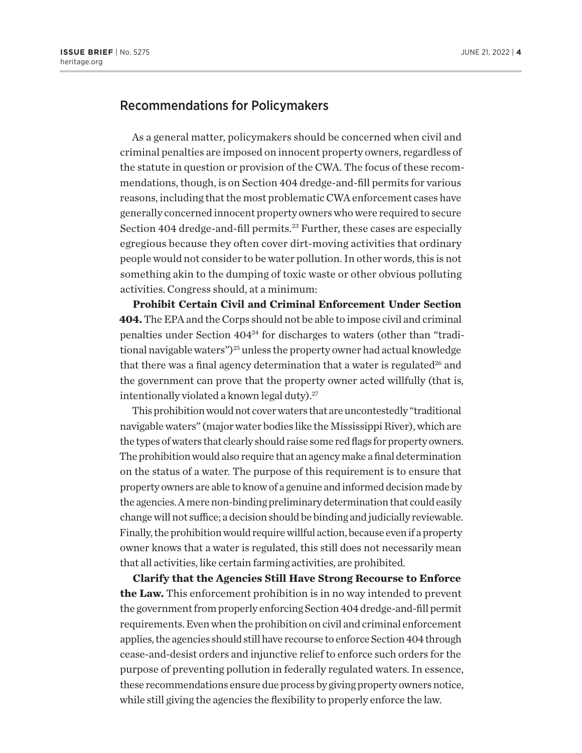## Recommendations for Policymakers

As a general matter, policymakers should be concerned when civil and criminal penalties are imposed on innocent property owners, regardless of the statute in question or provision of the CWA. The focus of these recommendations, though, is on Section 404 dredge-and-fill permits for various reasons, including that the most problematic CWA enforcement cases have generally concerned innocent property owners who were required to secure Section 404 dredge-and-fill permits.[23] Further, these cases are especially egregious because they often cover dirt-moving activities that ordinary people would not consider to be water pollution. In other words, this is not something akin to the dumping of toxic waste or other obvious polluting activities. Congress should, at a minimum:

**Prohibit Certain Civil and Criminal Enforcement Under Section 404.** The EPA and the Corps should not be able to impose civil and criminal penalties under Section 404[24] for discharges to waters (other than "traditional navigable waters")[25] unless the property owner had actual knowledge that there was a final agency determination that a water is regulated[26] and the government can prove that the property owner acted willfully (that is, intentionally violated a known legal duty).[27]

This prohibition would not cover waters that are uncontestedly "traditional navigable waters" (major water bodies like the Mississippi River), which are the types of waters that clearly should raise some red flags for property owners. The prohibition would also require that an agency make a final determination on the status of a water. The purpose of this requirement is to ensure that property owners are able to know of a genuine and informed decision made by the agencies. A mere non-binding preliminary determination that could easily change will not suffice; a decision should be binding and judicially reviewable. Finally, the prohibition would require willful action, because even if a property owner knows that a water is regulated, this still does not necessarily mean that all activities, like certain farming activities, are prohibited.

**Clarify that the Agencies Still Have Strong Recourse to Enforce the Law.** This enforcement prohibition is in no way intended to prevent the government from properly enforcing Section 404 dredge-and-fill permit requirements. Even when the prohibition on civil and criminal enforcement applies, the agencies should still have recourse to enforce Section 404 through cease-and-desist orders and injunctive relief to enforce such orders for the purpose of preventing pollution in federally regulated waters. In essence, these recommendations ensure due process by giving property owners notice, while still giving the agencies the flexibility to properly enforce the law.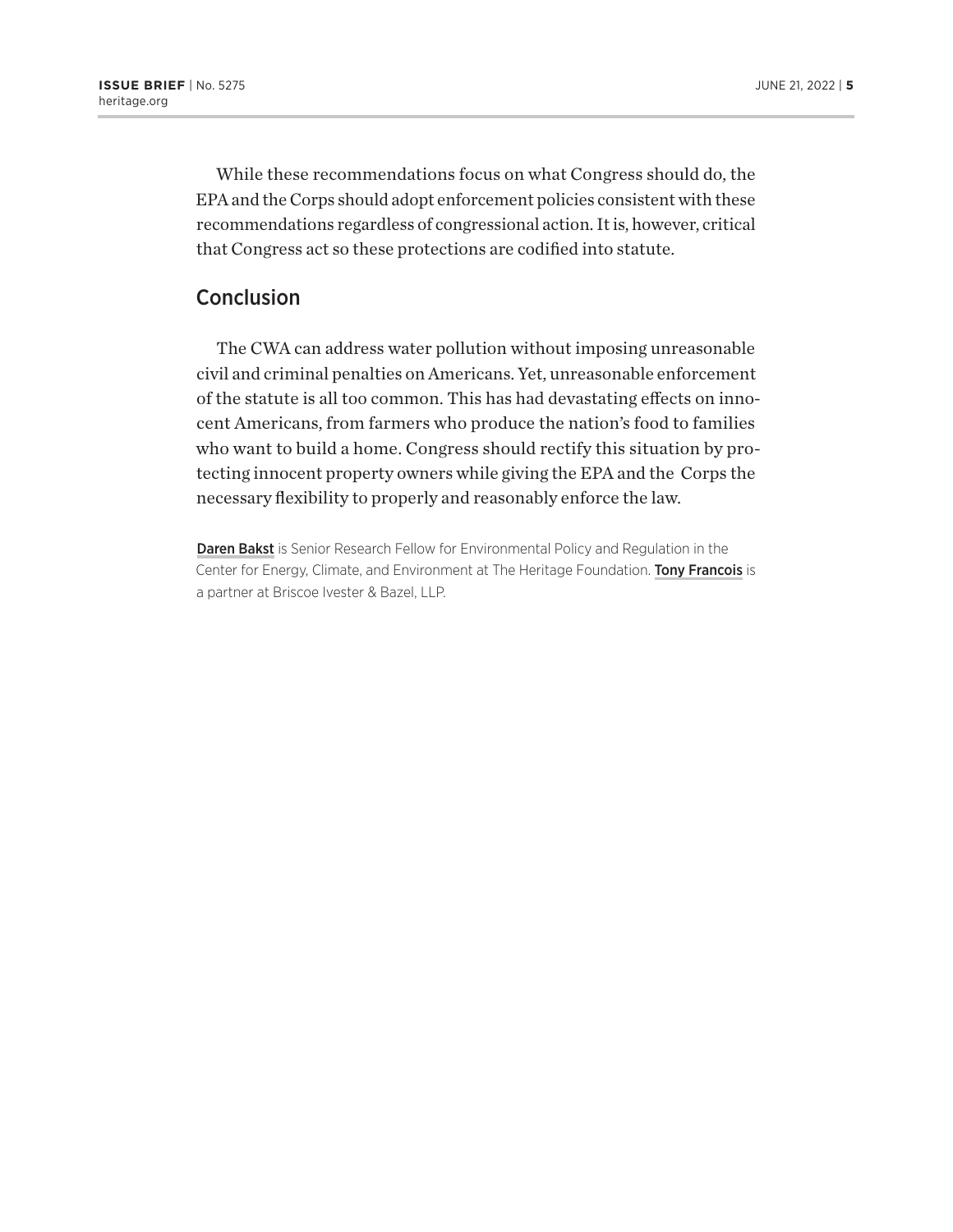While these recommendations focus on what Congress should do, the EPA and the Corps should adopt enforcement policies consistent with these recommendations regardless of congressional action. It is, however, critical that Congress act so these protections are codified into statute.

## Conclusion

The CWA can address water pollution without imposing unreasonable civil and criminal penalties on Americans. Yet, unreasonable enforcement of the statute is all too common. This has had devastating effects on innocent Americans, from farmers who produce the nation's food to families who want to build a home. Congress should rectify this situation by protecting innocent property owners while giving the EPA and the Corps the necessary flexibility to properly and reasonably enforce the law.

**Daren Bakst** is Senior Research Fellow for Environmental Policy and Regulation in the Center for Energy, Climate, and Environment at The Heritage Foundation. **Tony Francois** is a partner at Briscoe Ivester & Bazel, LLP.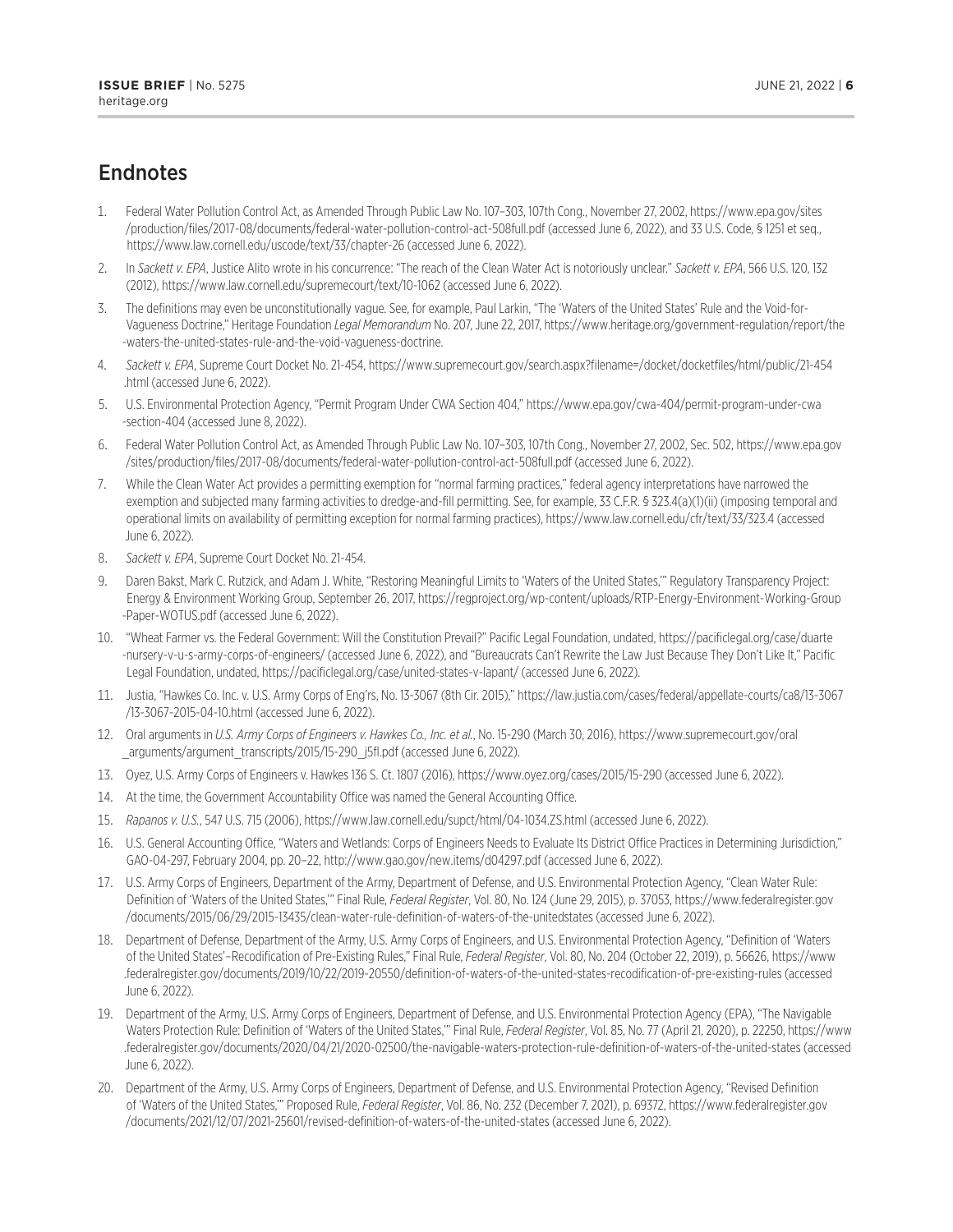## Endnotes

1. Federal Water Pollution Control Act, as Amended Through Public Law No. 107–303, 107th Cong., November 27, 2002, https://www.epa.gov/sites/production/files/2017-08/documents/federal-water-pollution-control-act-508full.pdf (accessed June 6, 2022), and 33 U.S. Code, § 1251 et seq., https://www.law.cornell.edu/uscode/text/33/chapter-26 (accessed June 6, 2022).
2. In *Sackett v. EPA*, Justice Alito wrote in his concurrence: "The reach of the Clean Water Act is notoriously unclear." *Sackett v. EPA*, 566 U.S. 120, 132 (2012), https://www.law.cornell.edu/supremecourt/text/10-1062 (accessed June 6, 2022).
3. The definitions may even be unconstitutionally vague. See, for example, Paul Larkin, "The 'Waters of the United States' Rule and the Void-for-Vagueness Doctrine," Heritage Foundation *Legal Memorandum* No. 207, June 22, 2017, https://www.heritage.org/government-regulation/report/the-waters-the-united-states-rule-and-the-void-vagueness-doctrine.
4. *Sackett v. EPA*, Supreme Court Docket No. 21-454, https://www.supremecourt.gov/search.aspx?filename=/docket/docketfiles/html/public/21-454.html (accessed June 6, 2022).
5. U.S. Environmental Protection Agency, "Permit Program Under CWA Section 404," https://www.epa.gov/cwa-404/permit-program-under-cwa-section-404 (accessed June 8, 2022).
6. Federal Water Pollution Control Act, as Amended Through Public Law No. 107–303, 107th Cong., November 27, 2002, Sec. 502, https://www.epa.gov/sites/production/files/2017-08/documents/federal-water-pollution-control-act-508full.pdf (accessed June 6, 2022).
7. While the Clean Water Act provides a permitting exemption for "normal farming practices," federal agency interpretations have narrowed the exemption and subjected many farming activities to dredge-and-fill permitting. See, for example, 33 C.F.R. § 323.4(a)(1)(ii) (imposing temporal and operational limits on availability of permitting exception for normal farming practices), https://www.law.cornell.edu/cfr/text/33/323.4 (accessed June 6, 2022).
8. *Sackett v. EPA*, Supreme Court Docket No. 21-454.
9. Daren Bakst, Mark C. Rutzick, and Adam J. White, "Restoring Meaningful Limits to 'Waters of the United States,'" Regulatory Transparency Project: Energy & Environment Working Group, September 26, 2017, https://regproject.org/wp-content/uploads/RTP-Energy-Environment-Working-Group-Paper-WOTUS.pdf (accessed June 6, 2022).
10. "Wheat Farmer vs. the Federal Government: Will the Constitution Prevail?" Pacific Legal Foundation, undated, https://pacificlegal.org/case/duarte-nursery-v-u-s-army-corps-of-engineers/ (accessed June 6, 2022), and "Bureaucrats Can't Rewrite the Law Just Because They Don't Like It," Pacific Legal Foundation, undated, https://pacificlegal.org/case/united-states-v-lapant/ (accessed June 6, 2022).
11. Justia, "Hawkes Co. Inc. v. U.S. Army Corps of Eng'rs, No. 13-3067 (8th Cir. 2015)," https://law.justia.com/cases/federal/appellate-courts/ca8/13-3067/13-3067-2015-04-10.html (accessed June 6, 2022).
12. Oral arguments in *U.S. Army Corps of Engineers v. Hawkes Co., Inc. et al.*, No. 15-290 (March 30, 2016), https://www.supremecourt.gov/oral_arguments/argument_transcripts/2015/15-290_j5fl.pdf (accessed June 6, 2022).
13. Oyez, U.S. Army Corps of Engineers v. Hawkes 136 S. Ct. 1807 (2016), https://www.oyez.org/cases/2015/15-290 (accessed June 6, 2022).
14. At the time, the Government Accountability Office was named the General Accounting Office.
15. *Rapanos v. U.S.*, 547 U.S. 715 (2006), https://www.law.cornell.edu/supct/html/04-1034.ZS.html (accessed June 6, 2022).
16. U.S. General Accounting Office, "Waters and Wetlands: Corps of Engineers Needs to Evaluate Its District Office Practices in Determining Jurisdiction," GAO-04-297, February 2004, pp. 20–22, http://www.gao.gov/new.items/d04297.pdf (accessed June 6, 2022).
17. U.S. Army Corps of Engineers, Department of the Army, Department of Defense, and U.S. Environmental Protection Agency, "Clean Water Rule: Definition of 'Waters of the United States,'" Final Rule, *Federal Register*, Vol. 80, No. 124 (June 29, 2015), p. 37053, https://www.federalregister.gov/documents/2015/06/29/2015-13435/clean-water-rule-definition-of-waters-of-the-unitedstates (accessed June 6, 2022).
18. Department of Defense, Department of the Army, U.S. Army Corps of Engineers, and U.S. Environmental Protection Agency, "Definition of 'Waters of the United States'–Recodification of Pre-Existing Rules," Final Rule, *Federal Register*, Vol. 80, No. 204 (October 22, 2019), p. 56626, https://www.federalregister.gov/documents/2019/10/22/2019-20550/definition-of-waters-of-the-united-states-recodification-of-pre-existing-rules (accessed June 6, 2022).
19. Department of the Army, U.S. Army Corps of Engineers, Department of Defense, and U.S. Environmental Protection Agency (EPA), "The Navigable Waters Protection Rule: Definition of 'Waters of the United States,'" Final Rule, *Federal Register*, Vol. 85, No. 77 (April 21, 2020), p. 22250, https://www.federalregister.gov/documents/2020/04/21/2020-02500/the-navigable-waters-protection-rule-definition-of-waters-of-the-united-states (accessed June 6, 2022).
20. Department of the Army, U.S. Army Corps of Engineers, Department of Defense, and U.S. Environmental Protection Agency, "Revised Definition of 'Waters of the United States,'" Proposed Rule, *Federal Register*, Vol. 86, No. 232 (December 7, 2021), p. 69372, https://www.federalregister.gov/documents/2021/12/07/2021-25601/revised-definition-of-waters-of-the-united-states (accessed June 6, 2022).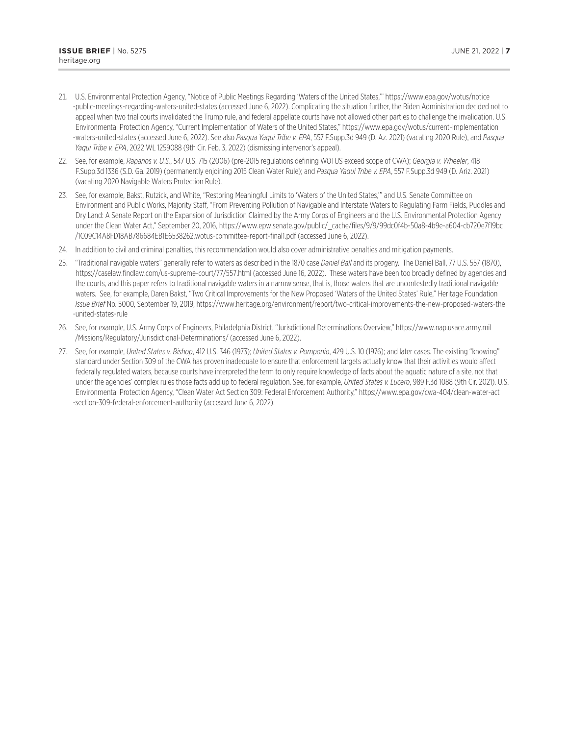21. U.S. Environmental Protection Agency, "Notice of Public Meetings Regarding 'Waters of the United States,'" https://www.epa.gov/wotus/notice-public-meetings-regarding-waters-united-states (accessed June 6, 2022). Complicating the situation further, the Biden Administration decided not to appeal when two trial courts invalidated the Trump rule, and federal appellate courts have not allowed other parties to challenge the invalidation. U.S. Environmental Protection Agency, "Current Implementation of Waters of the United States," https://www.epa.gov/wotus/current-implementation-waters-united-states (accessed June 6, 2022). See also *Pasqua Yaqui Tribe v. EPA*, 557 F.Supp.3d 949 (D. Az. 2021) (vacating 2020 Rule), and *Pasqua Yaqui Tribe v. EPA*, 2022 WL 1259088 (9th Cir. Feb. 3, 2022) (dismissing intervenor's appeal).

22. See, for example, *Rapanos v. U.S.*, 547 U.S. 715 (2006) (pre-2015 regulations defining WOTUS exceed scope of CWA); *Georgia v. Wheeler*, 418 F.Supp.3d 1336 (S.D. Ga. 2019) (permanently enjoining 2015 Clean Water Rule); and *Pasqua Yaqui Tribe v. EPA*, 557 F.Supp.3d 949 (D. Ariz. 2021) (vacating 2020 Navigable Waters Protection Rule).

23. See, for example, Bakst, Rutzick, and White, "Restoring Meaningful Limits to 'Waters of the United States,'" and U.S. Senate Committee on Environment and Public Works, Majority Staff, "From Preventing Pollution of Navigable and Interstate Waters to Regulating Farm Fields, Puddles and Dry Land: A Senate Report on the Expansion of Jurisdiction Claimed by the Army Corps of Engineers and the U.S. Environmental Protection Agency under the Clean Water Act," September 20, 2016, https://www.epw.senate.gov/public/_cache/files/9/9/99dc0f4b-50a8-4b9e-a604-cb720e7f19bc/1C09C14A8FD18AB786684EB1E6538262.wotus-committee-report-final1.pdf (accessed June 6, 2022).

24. In addition to civil and criminal penalties, this recommendation would also cover administrative penalties and mitigation payments.

25. "Traditional navigable waters" generally refer to waters as described in the 1870 case *Daniel Ball* and its progeny. The Daniel Ball, 77 U.S. 557 (1870), https://caselaw.findlaw.com/us-supreme-court/77/557.html (accessed June 16, 2022). These waters have been too broadly defined by agencies and the courts, and this paper refers to traditional navigable waters in a narrow sense, that is, those waters that are uncontestedly traditional navigable waters. See, for example, Daren Bakst, "Two Critical Improvements for the New Proposed 'Waters of the United States' Rule," Heritage Foundation *Issue Brief* No. 5000, September 19, 2019, https://www.heritage.org/environment/report/two-critical-improvements-the-new-proposed-waters-the-united-states-rule

26. See, for example, U.S. Army Corps of Engineers, Philadelphia District, "Jurisdictional Determinations Overview," https://www.nap.usace.army.mil/Missions/Regulatory/Jurisdictional-Determinations/ (accessed June 6, 2022).

27. See, for example, *United States v. Bishop*, 412 U.S. 346 (1973); *United States v. Pomponio*, 429 U.S. 10 (1976); and later cases. The existing "knowing" standard under Section 309 of the CWA has proven inadequate to ensure that enforcement targets actually know that their activities would affect federally regulated waters, because courts have interpreted the term to only require knowledge of facts about the aquatic nature of a site, not that under the agencies' complex rules those facts add up to federal regulation. See, for example, *United States v. Lucero*, 989 F.3d 1088 (9th Cir. 2021). U.S. Environmental Protection Agency, "Clean Water Act Section 309: Federal Enforcement Authority," https://www.epa.gov/cwa-404/clean-water-act-section-309-federal-enforcement-authority (accessed June 6, 2022).